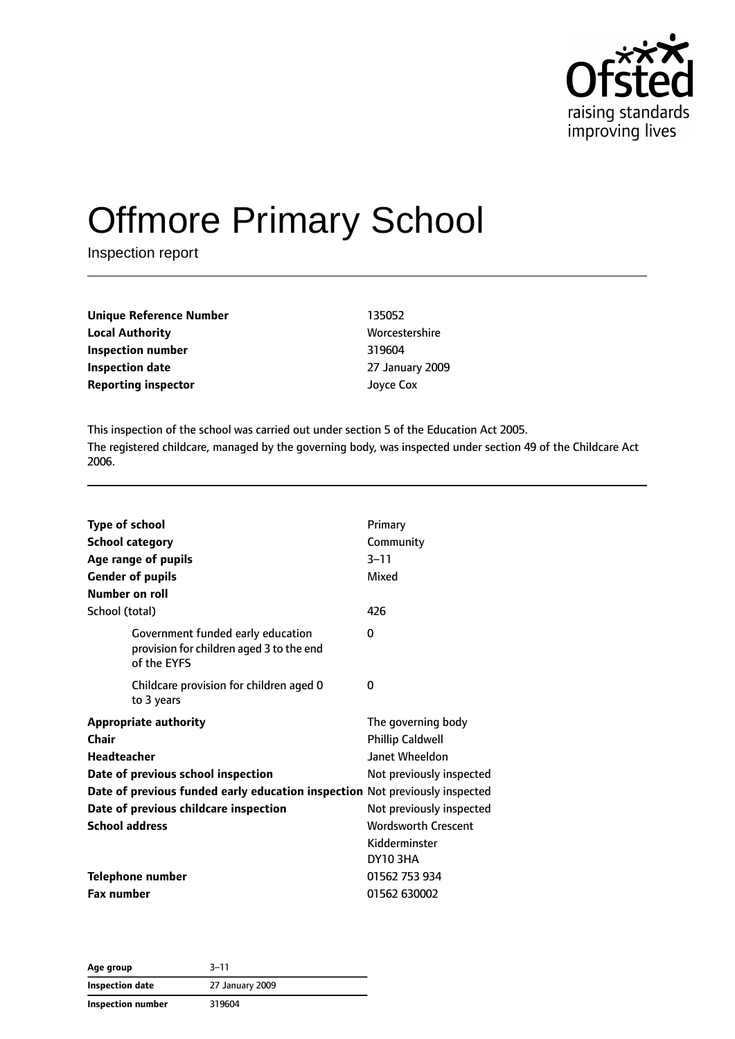Ofsted raising standards improving lives

# Offmore Primary School

Inspection report

| | |
|---|---|
| **Unique Reference Number** | 135052 |
| **Local Authority** | Worcestershire |
| **Inspection number** | 319604 |
| **Inspection date** | 27 January 2009 |
| **Reporting inspector** | Joyce Cox |

This inspection of the school was carried out under section 5 of the Education Act 2005.

The registered childcare, managed by the governing body, was inspected under section 49 of the Childcare Act 2006.

| | |
|---|---|
| **Type of school** | Primary |
| **School category** | Community |
| **Age range of pupils** | 3–11 |
| **Gender of pupils** | Mixed |
| **Number on roll** | |
| School (total) | 426 |
| Government funded early education provision for children aged 3 to the end of the EYFS | 0 |
| Childcare provision for children aged 0 to 3 years | 0 |
| **Appropriate authority** | The governing body |
| **Chair** | Phillip Caldwell |
| **Headteacher** | Janet Wheeldon |
| **Date of previous school inspection** | Not previously inspected |
| **Date of previous funded early education inspection** | Not previously inspected |
| **Date of previous childcare inspection** | Not previously inspected |
| **School address** | Wordsworth Crescent<br>Kidderminster<br>DY10 3HA |
| **Telephone number** | 01562 753 934 |
| **Fax number** | 01562 630002 |

| | |
|---|---|
| **Age group** | 3–11 |
| **Inspection date** | 27 January 2009 |
| **Inspection number** | 319604 |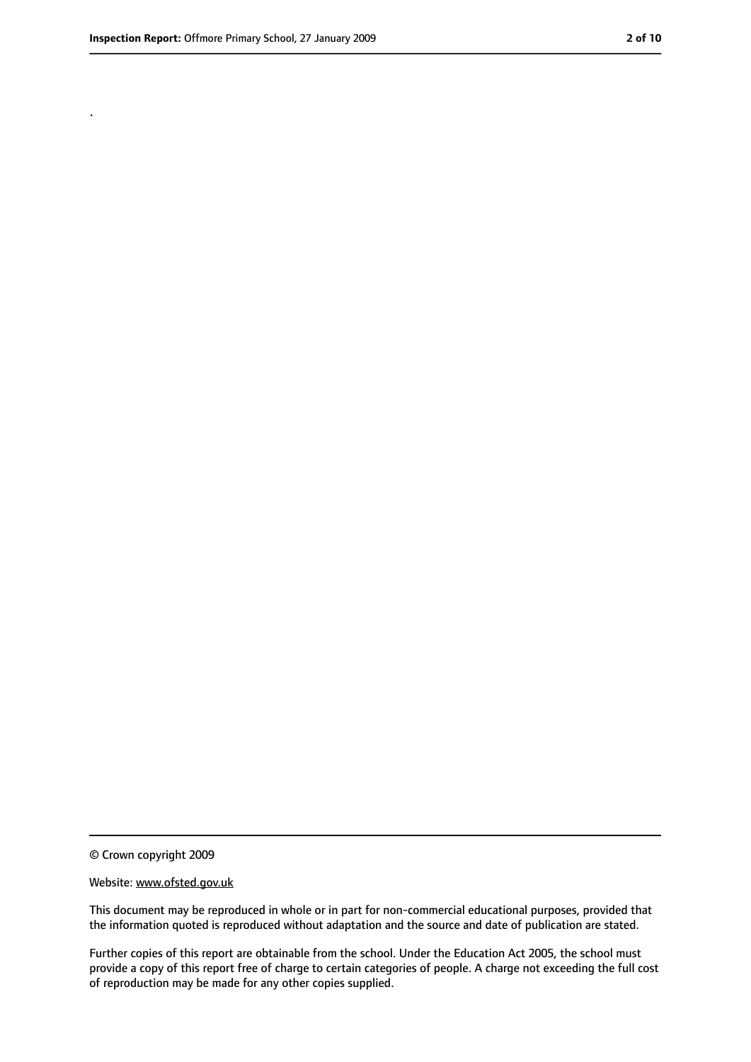.

© Crown copyright 2009

Website: www.ofsted.gov.uk

This document may be reproduced in whole or in part for non-commercial educational purposes, provided that the information quoted is reproduced without adaptation and the source and date of publication are stated.

Further copies of this report are obtainable from the school. Under the Education Act 2005, the school must provide a copy of this report free of charge to certain categories of people. A charge not exceeding the full cost of reproduction may be made for any other copies supplied.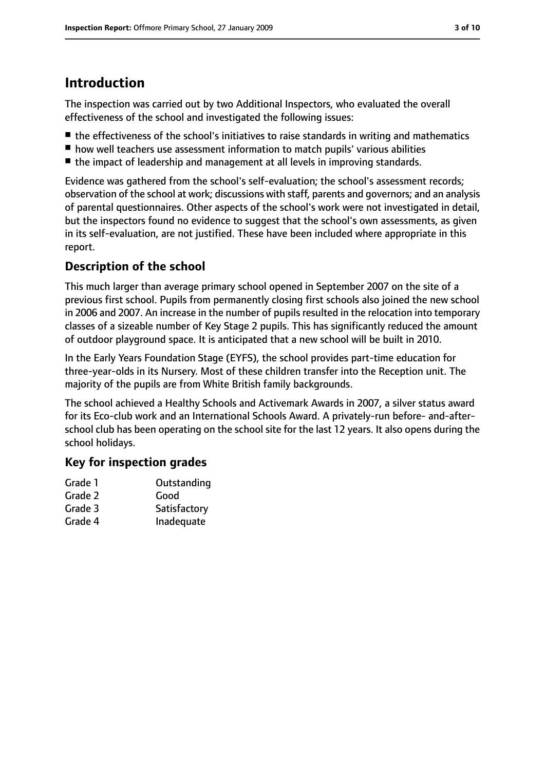# Introduction

The inspection was carried out by two Additional Inspectors, who evaluated the overall effectiveness of the school and investigated the following issues:

- the effectiveness of the school's initiatives to raise standards in writing and mathematics
- how well teachers use assessment information to match pupils' various abilities
- the impact of leadership and management at all levels in improving standards.

Evidence was gathered from the school's self-evaluation; the school's assessment records; observation of the school at work; discussions with staff, parents and governors; and an analysis of parental questionnaires. Other aspects of the school's work were not investigated in detail, but the inspectors found no evidence to suggest that the school's own assessments, as given in its self-evaluation, are not justified. These have been included where appropriate in this report.

## Description of the school

This much larger than average primary school opened in September 2007 on the site of a previous first school. Pupils from permanently closing first schools also joined the new school in 2006 and 2007. An increase in the number of pupils resulted in the relocation into temporary classes of a sizeable number of Key Stage 2 pupils. This has significantly reduced the amount of outdoor playground space. It is anticipated that a new school will be built in 2010.

In the Early Years Foundation Stage (EYFS), the school provides part-time education for three-year-olds in its Nursery. Most of these children transfer into the Reception unit. The majority of the pupils are from White British family backgrounds.

The school achieved a Healthy Schools and Activemark Awards in 2007, a silver status award for its Eco-club work and an International Schools Award. A privately-run before- and-after-school club has been operating on the school site for the last 12 years. It also opens during the school holidays.

## Key for inspection grades

| | |
|---|---|
| Grade 1 | Outstanding |
| Grade 2 | Good |
| Grade 3 | Satisfactory |
| Grade 4 | Inadequate |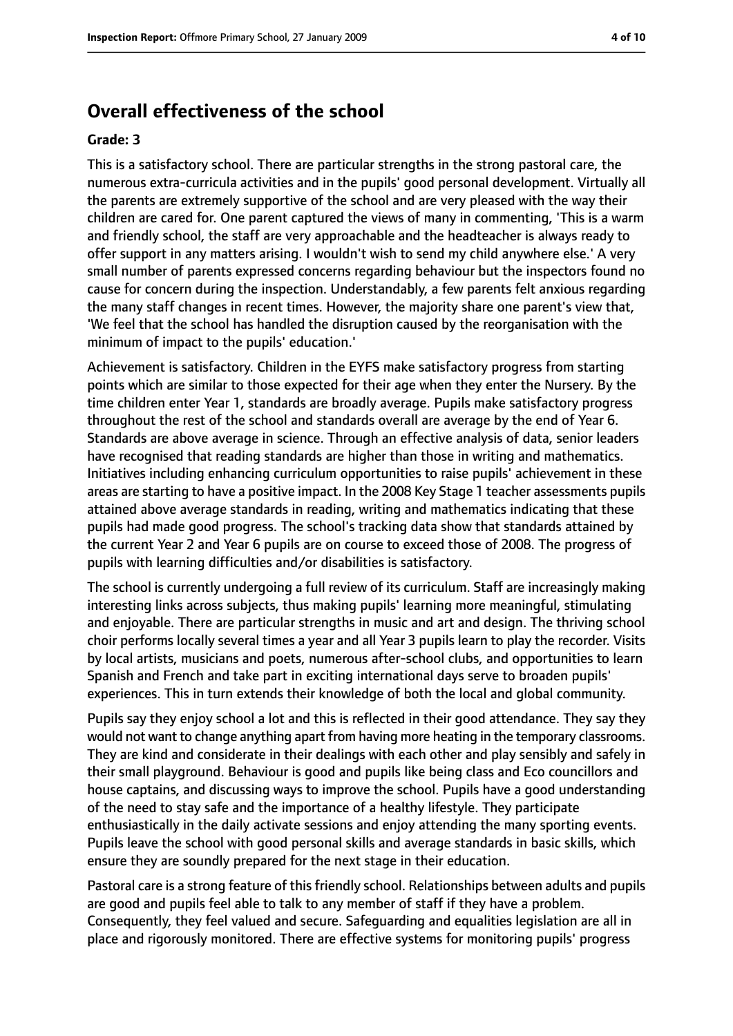## Overall effectiveness of the school

### Grade: 3

This is a satisfactory school. There are particular strengths in the strong pastoral care, the numerous extra-curricula activities and in the pupils' good personal development. Virtually all the parents are extremely supportive of the school and are very pleased with the way their children are cared for. One parent captured the views of many in commenting, 'This is a warm and friendly school, the staff are very approachable and the headteacher is always ready to offer support in any matters arising. I wouldn't wish to send my child anywhere else.' A very small number of parents expressed concerns regarding behaviour but the inspectors found no cause for concern during the inspection. Understandably, a few parents felt anxious regarding the many staff changes in recent times. However, the majority share one parent's view that, 'We feel that the school has handled the disruption caused by the reorganisation with the minimum of impact to the pupils' education.'

Achievement is satisfactory. Children in the EYFS make satisfactory progress from starting points which are similar to those expected for their age when they enter the Nursery. By the time children enter Year 1, standards are broadly average. Pupils make satisfactory progress throughout the rest of the school and standards overall are average by the end of Year 6. Standards are above average in science. Through an effective analysis of data, senior leaders have recognised that reading standards are higher than those in writing and mathematics. Initiatives including enhancing curriculum opportunities to raise pupils' achievement in these areas are starting to have a positive impact. In the 2008 Key Stage 1 teacher assessments pupils attained above average standards in reading, writing and mathematics indicating that these pupils had made good progress. The school's tracking data show that standards attained by the current Year 2 and Year 6 pupils are on course to exceed those of 2008. The progress of pupils with learning difficulties and/or disabilities is satisfactory.

The school is currently undergoing a full review of its curriculum. Staff are increasingly making interesting links across subjects, thus making pupils' learning more meaningful, stimulating and enjoyable. There are particular strengths in music and art and design. The thriving school choir performs locally several times a year and all Year 3 pupils learn to play the recorder. Visits by local artists, musicians and poets, numerous after-school clubs, and opportunities to learn Spanish and French and take part in exciting international days serve to broaden pupils' experiences. This in turn extends their knowledge of both the local and global community.

Pupils say they enjoy school a lot and this is reflected in their good attendance. They say they would not want to change anything apart from having more heating in the temporary classrooms. They are kind and considerate in their dealings with each other and play sensibly and safely in their small playground. Behaviour is good and pupils like being class and Eco councillors and house captains, and discussing ways to improve the school. Pupils have a good understanding of the need to stay safe and the importance of a healthy lifestyle. They participate enthusiastically in the daily activate sessions and enjoy attending the many sporting events. Pupils leave the school with good personal skills and average standards in basic skills, which ensure they are soundly prepared for the next stage in their education.

Pastoral care is a strong feature of this friendly school. Relationships between adults and pupils are good and pupils feel able to talk to any member of staff if they have a problem. Consequently, they feel valued and secure. Safeguarding and equalities legislation are all in place and rigorously monitored. There are effective systems for monitoring pupils' progress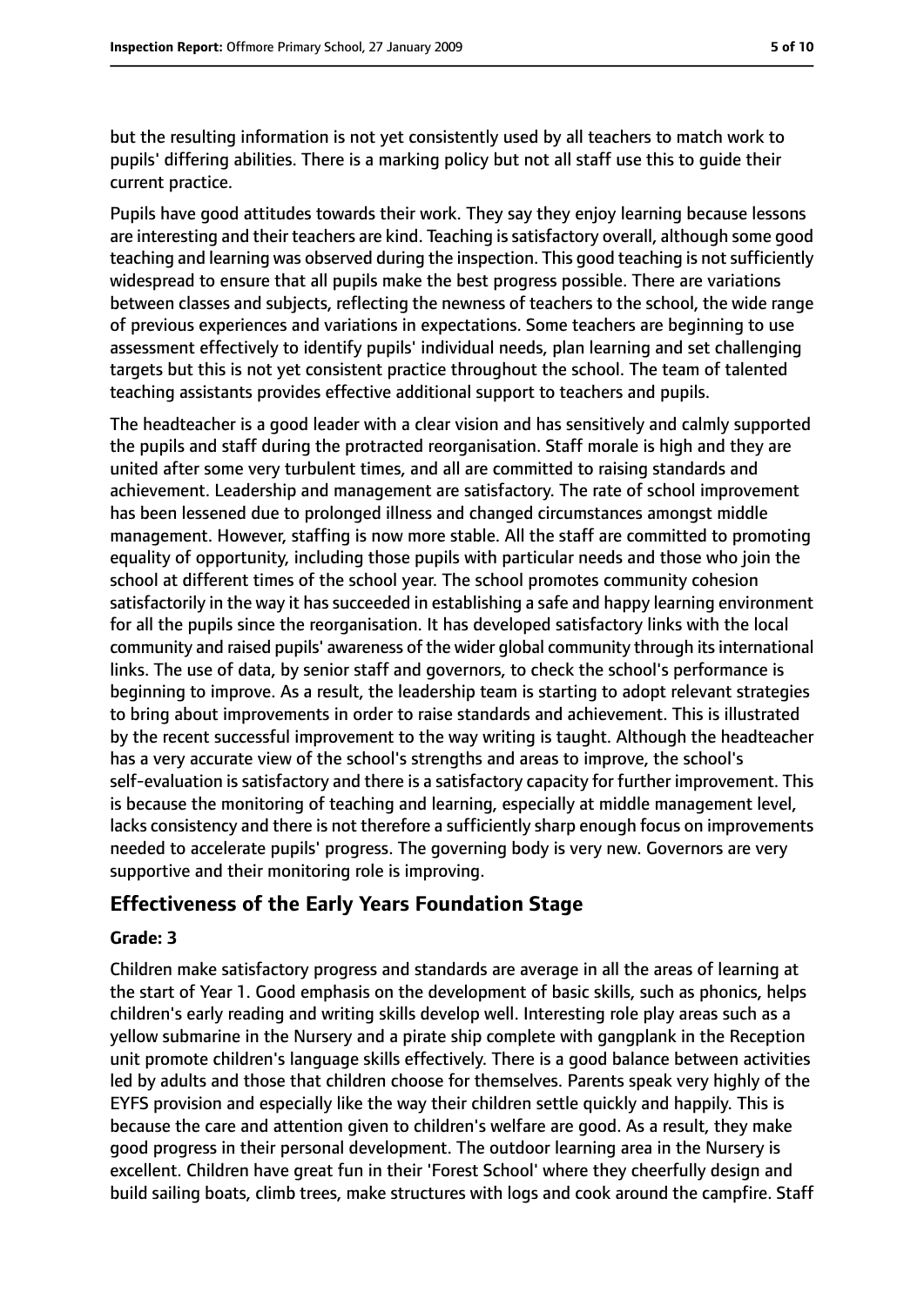but the resulting information is not yet consistently used by all teachers to match work to pupils' differing abilities. There is a marking policy but not all staff use this to guide their current practice.

Pupils have good attitudes towards their work. They say they enjoy learning because lessons are interesting and their teachers are kind. Teaching is satisfactory overall, although some good teaching and learning was observed during the inspection. This good teaching is not sufficiently widespread to ensure that all pupils make the best progress possible. There are variations between classes and subjects, reflecting the newness of teachers to the school, the wide range of previous experiences and variations in expectations. Some teachers are beginning to use assessment effectively to identify pupils' individual needs, plan learning and set challenging targets but this is not yet consistent practice throughout the school. The team of talented teaching assistants provides effective additional support to teachers and pupils.

The headteacher is a good leader with a clear vision and has sensitively and calmly supported the pupils and staff during the protracted reorganisation. Staff morale is high and they are united after some very turbulent times, and all are committed to raising standards and achievement. Leadership and management are satisfactory. The rate of school improvement has been lessened due to prolonged illness and changed circumstances amongst middle management. However, staffing is now more stable. All the staff are committed to promoting equality of opportunity, including those pupils with particular needs and those who join the school at different times of the school year. The school promotes community cohesion satisfactorily in the way it has succeeded in establishing a safe and happy learning environment for all the pupils since the reorganisation. It has developed satisfactory links with the local community and raised pupils' awareness of the wider global community through its international links. The use of data, by senior staff and governors, to check the school's performance is beginning to improve. As a result, the leadership team is starting to adopt relevant strategies to bring about improvements in order to raise standards and achievement. This is illustrated by the recent successful improvement to the way writing is taught. Although the headteacher has a very accurate view of the school's strengths and areas to improve, the school's self-evaluation is satisfactory and there is a satisfactory capacity for further improvement. This is because the monitoring of teaching and learning, especially at middle management level, lacks consistency and there is not therefore a sufficiently sharp enough focus on improvements needed to accelerate pupils' progress. The governing body is very new. Governors are very supportive and their monitoring role is improving.

## Effectiveness of the Early Years Foundation Stage

### Grade: 3

Children make satisfactory progress and standards are average in all the areas of learning at the start of Year 1. Good emphasis on the development of basic skills, such as phonics, helps children's early reading and writing skills develop well. Interesting role play areas such as a yellow submarine in the Nursery and a pirate ship complete with gangplank in the Reception unit promote children's language skills effectively. There is a good balance between activities led by adults and those that children choose for themselves. Parents speak very highly of the EYFS provision and especially like the way their children settle quickly and happily. This is because the care and attention given to children's welfare are good. As a result, they make good progress in their personal development. The outdoor learning area in the Nursery is excellent. Children have great fun in their 'Forest School' where they cheerfully design and build sailing boats, climb trees, make structures with logs and cook around the campfire. Staff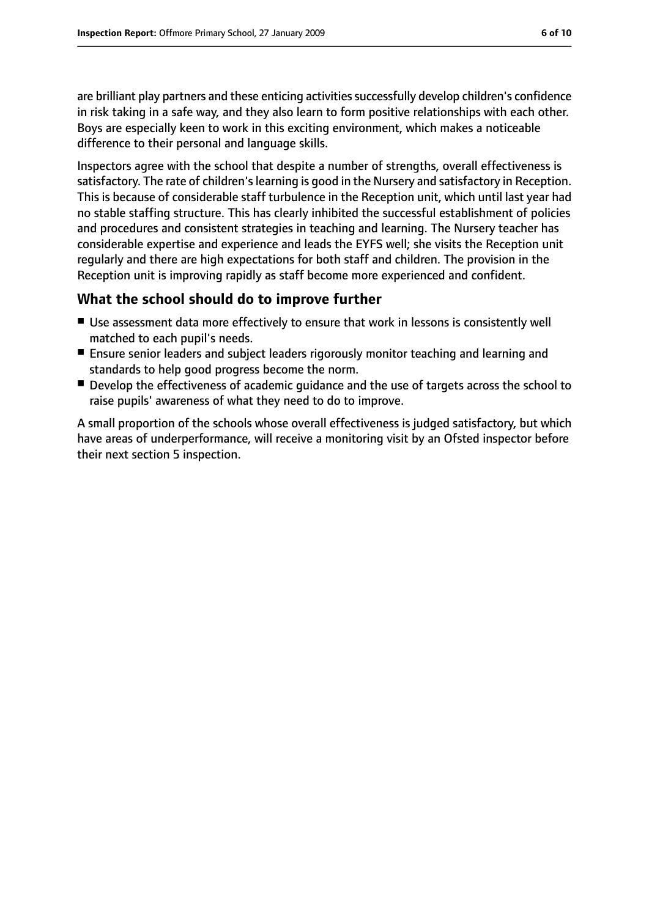are brilliant play partners and these enticing activities successfully develop children's confidence in risk taking in a safe way, and they also learn to form positive relationships with each other. Boys are especially keen to work in this exciting environment, which makes a noticeable difference to their personal and language skills.

Inspectors agree with the school that despite a number of strengths, overall effectiveness is satisfactory. The rate of children's learning is good in the Nursery and satisfactory in Reception. This is because of considerable staff turbulence in the Reception unit, which until last year had no stable staffing structure. This has clearly inhibited the successful establishment of policies and procedures and consistent strategies in teaching and learning. The Nursery teacher has considerable expertise and experience and leads the EYFS well; she visits the Reception unit regularly and there are high expectations for both staff and children. The provision in the Reception unit is improving rapidly as staff become more experienced and confident.

## What the school should do to improve further

- Use assessment data more effectively to ensure that work in lessons is consistently well matched to each pupil's needs.
- Ensure senior leaders and subject leaders rigorously monitor teaching and learning and standards to help good progress become the norm.
- Develop the effectiveness of academic guidance and the use of targets across the school to raise pupils' awareness of what they need to do to improve.

A small proportion of the schools whose overall effectiveness is judged satisfactory, but which have areas of underperformance, will receive a monitoring visit by an Ofsted inspector before their next section 5 inspection.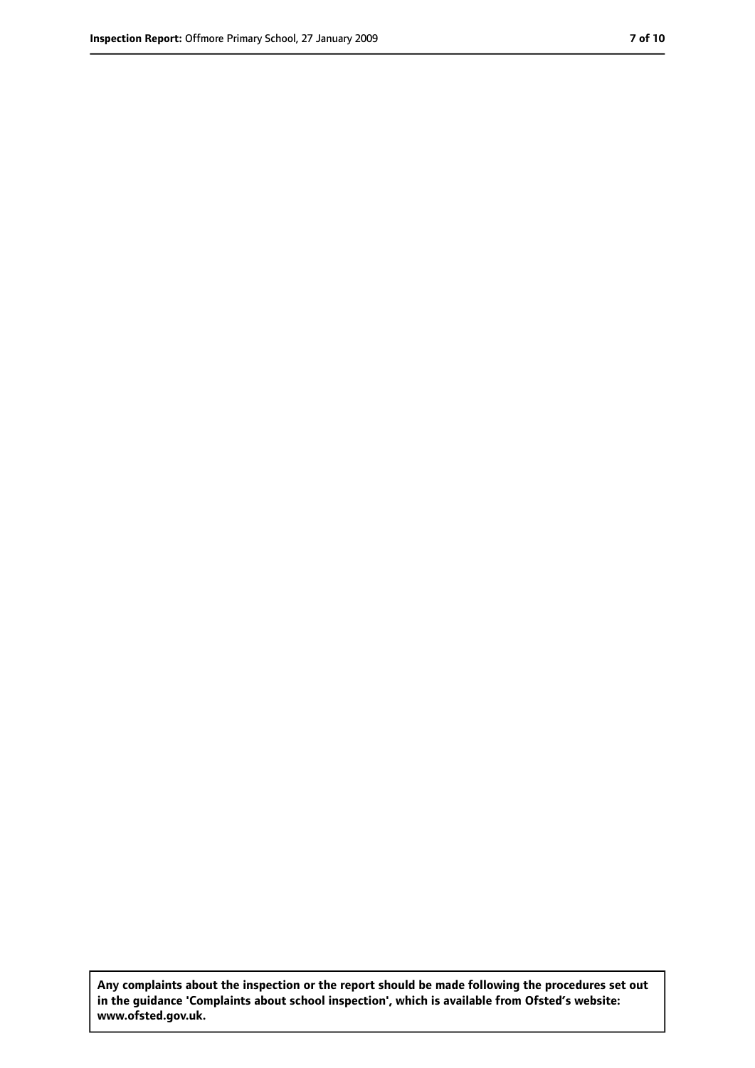**Any complaints about the inspection or the report should be made following the procedures set out in the guidance 'Complaints about school inspection', which is available from Ofsted's website: www.ofsted.gov.uk.**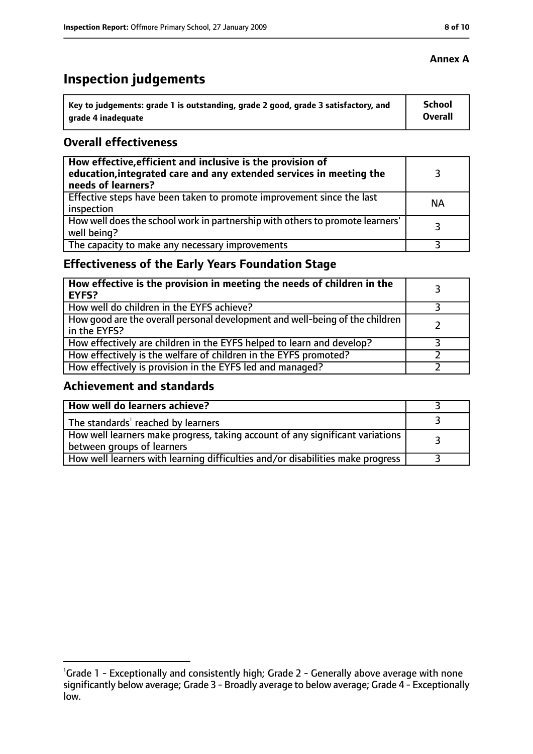**Annex A**

# Inspection judgements

| Key to judgements: grade 1 is outstanding, grade 2 good, grade 3 satisfactory, and grade 4 inadequate | School Overall |
|---|---|

## Overall effectiveness

| | |
|---|---|
| **How effective, efficient and inclusive is the provision of education, integrated care and any extended services in meeting the needs of learners?** | 3 |
| Effective steps have been taken to promote improvement since the last inspection | NA |
| How well does the school work in partnership with others to promote learners' well being? | 3 |
| The capacity to make any necessary improvements | 3 |

## Effectiveness of the Early Years Foundation Stage

| | |
|---|---|
| **How effective is the provision in meeting the needs of children in the EYFS?** | 3 |
| How well do children in the EYFS achieve? | 3 |
| How good are the overall personal development and well-being of the children in the EYFS? | 2 |
| How effectively are children in the EYFS helped to learn and develop? | 3 |
| How effectively is the welfare of children in the EYFS promoted? | 2 |
| How effectively is provision in the EYFS led and managed? | 2 |

## Achievement and standards

| | |
|---|---|
| **How well do learners achieve?** | 3 |
| The standards[1] reached by learners | 3 |
| How well learners make progress, taking account of any significant variations between groups of learners | 3 |
| How well learners with learning difficulties and/or disabilities make progress | 3 |

[1] Grade 1 - Exceptionally and consistently high; Grade 2 - Generally above average with none significantly below average; Grade 3 - Broadly average to below average; Grade 4 - Exceptionally low.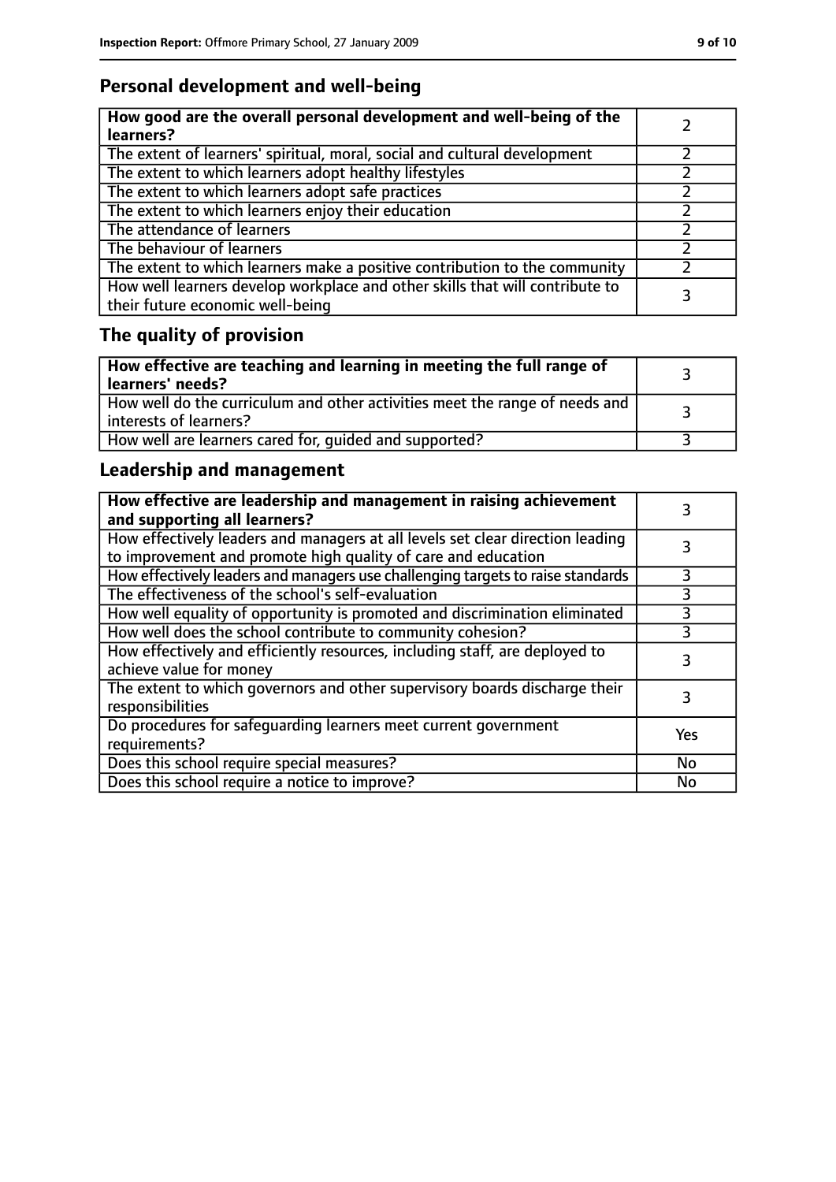## Personal development and well-being

| **How good are the overall personal development and well-being of the learners?** | 2 |
|---|---|
| The extent of learners' spiritual, moral, social and cultural development | 2 |
| The extent to which learners adopt healthy lifestyles | 2 |
| The extent to which learners adopt safe practices | 2 |
| The extent to which learners enjoy their education | 2 |
| The attendance of learners | 2 |
| The behaviour of learners | 2 |
| The extent to which learners make a positive contribution to the community | 2 |
| How well learners develop workplace and other skills that will contribute to their future economic well-being | 3 |

## The quality of provision

| **How effective are teaching and learning in meeting the full range of learners' needs?** | 3 |
|---|---|
| How well do the curriculum and other activities meet the range of needs and interests of learners? | 3 |
| How well are learners cared for, guided and supported? | 3 |

## Leadership and management

| **How effective are leadership and management in raising achievement and supporting all learners?** | 3 |
|---|---|
| How effectively leaders and managers at all levels set clear direction leading to improvement and promote high quality of care and education | 3 |
| How effectively leaders and managers use challenging targets to raise standards | 3 |
| The effectiveness of the school's self-evaluation | 3 |
| How well equality of opportunity is promoted and discrimination eliminated | 3 |
| How well does the school contribute to community cohesion? | 3 |
| How effectively and efficiently resources, including staff, are deployed to achieve value for money | 3 |
| The extent to which governors and other supervisory boards discharge their responsibilities | 3 |
| Do procedures for safeguarding learners meet current government requirements? | Yes |
| Does this school require special measures? | No |
| Does this school require a notice to improve? | No |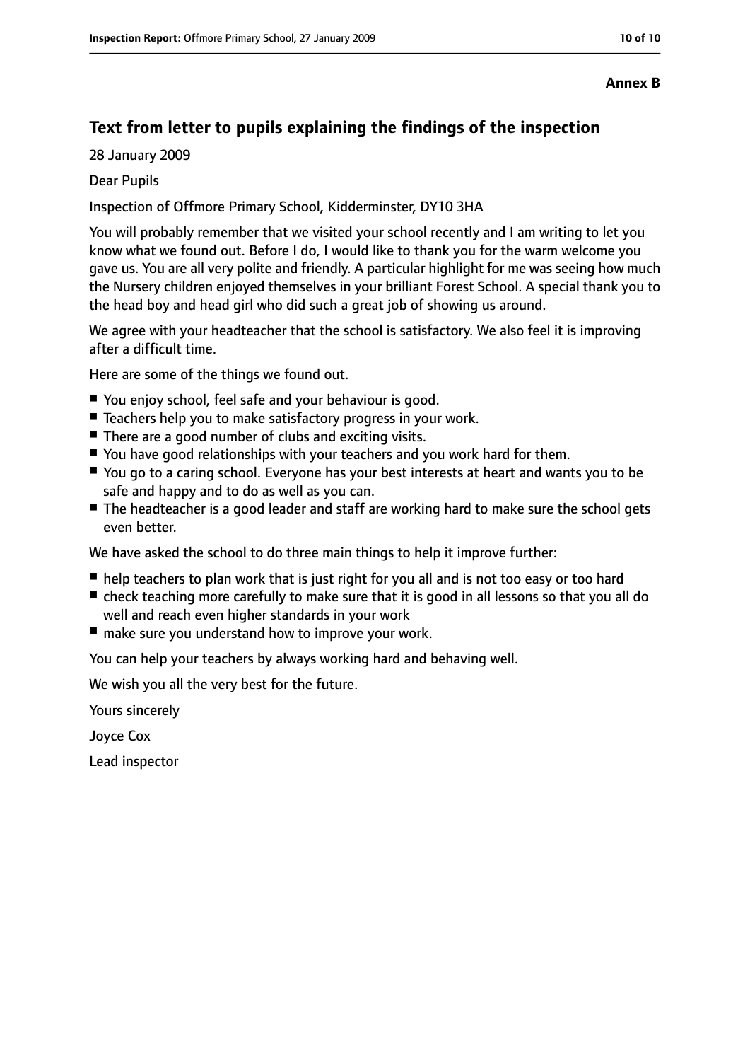**Annex B**

## Text from letter to pupils explaining the findings of the inspection

28 January 2009

Dear Pupils

Inspection of Offmore Primary School, Kidderminster, DY10 3HA

You will probably remember that we visited your school recently and I am writing to let you know what we found out. Before I do, I would like to thank you for the warm welcome you gave us. You are all very polite and friendly. A particular highlight for me was seeing how much the Nursery children enjoyed themselves in your brilliant Forest School. A special thank you to the head boy and head girl who did such a great job of showing us around.

We agree with your headteacher that the school is satisfactory. We also feel it is improving after a difficult time.

Here are some of the things we found out.

- You enjoy school, feel safe and your behaviour is good.
- Teachers help you to make satisfactory progress in your work.
- There are a good number of clubs and exciting visits.
- You have good relationships with your teachers and you work hard for them.
- You go to a caring school. Everyone has your best interests at heart and wants you to be safe and happy and to do as well as you can.
- The headteacher is a good leader and staff are working hard to make sure the school gets even better.

We have asked the school to do three main things to help it improve further:

- help teachers to plan work that is just right for you all and is not too easy or too hard
- check teaching more carefully to make sure that it is good in all lessons so that you all do well and reach even higher standards in your work
- make sure you understand how to improve your work.

You can help your teachers by always working hard and behaving well.

We wish you all the very best for the future.

Yours sincerely

Joyce Cox

Lead inspector